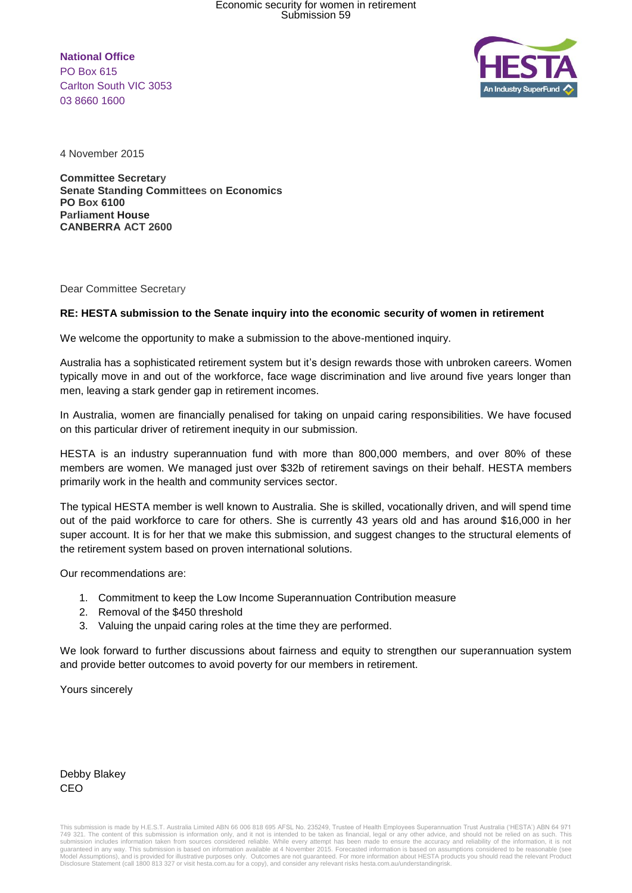**National Office**
PO Box 615
Carlton South VIC 3053
03 8660 1600

4 November 2015

**Committee Secretary**
**Senate Standing Committees on Economics**
**PO Box 6100**
**Parliament House**
**CANBERRA ACT 2600**

Dear Committee Secretary

**RE: HESTA submission to the Senate inquiry into the economic security of women in retirement**

We welcome the opportunity to make a submission to the above-mentioned inquiry.

Australia has a sophisticated retirement system but it's design rewards those with unbroken careers. Women typically move in and out of the workforce, face wage discrimination and live around five years longer than men, leaving a stark gender gap in retirement incomes.

In Australia, women are financially penalised for taking on unpaid caring responsibilities. We have focused on this particular driver of retirement inequity in our submission.

HESTA is an industry superannuation fund with more than 800,000 members, and over 80% of these members are women. We managed just over $32b of retirement savings on their behalf. HESTA members primarily work in the health and community services sector.

The typical HESTA member is well known to Australia. She is skilled, vocationally driven, and will spend time out of the paid workforce to care for others. She is currently 43 years old and has around $16,000 in her super account. It is for her that we make this submission, and suggest changes to the structural elements of the retirement system based on proven international solutions.

Our recommendations are:

1. Commitment to keep the Low Income Superannuation Contribution measure
2. Removal of the $450 threshold
3. Valuing the unpaid caring roles at the time they are performed.

We look forward to further discussions about fairness and equity to strengthen our superannuation system and provide better outcomes to avoid poverty for our members in retirement.

Yours sincerely

Debby Blakey
CEO

This submission is made by H.E.S.T. Australia Limited ABN 66 006 818 695 AFSL No. 235249, Trustee of Health Employees Superannuation Trust Australia ('HESTA') ABN 64 971 749 321. The content of this submission is information only, and it not is intended to be taken as financial, legal or any other advice, and should not be relied on as such. This submission includes information taken from sources considered reliable. While every attempt has been made to ensure the accuracy and reliability of the information, it is not guaranteed in any way. This submission is based on information available at 4 November 2015. Forecasted information is based on assumptions considered to be reasonable (see Model Assumptions), and is provided for illustrative purposes only. Outcomes are not guaranteed. For more information about HESTA products you should read the relevant Product Disclosure Statement (call 1800 813 327 or visit hesta.com.au for a copy), and consider any relevant risks hesta.com.au/understandingrisk.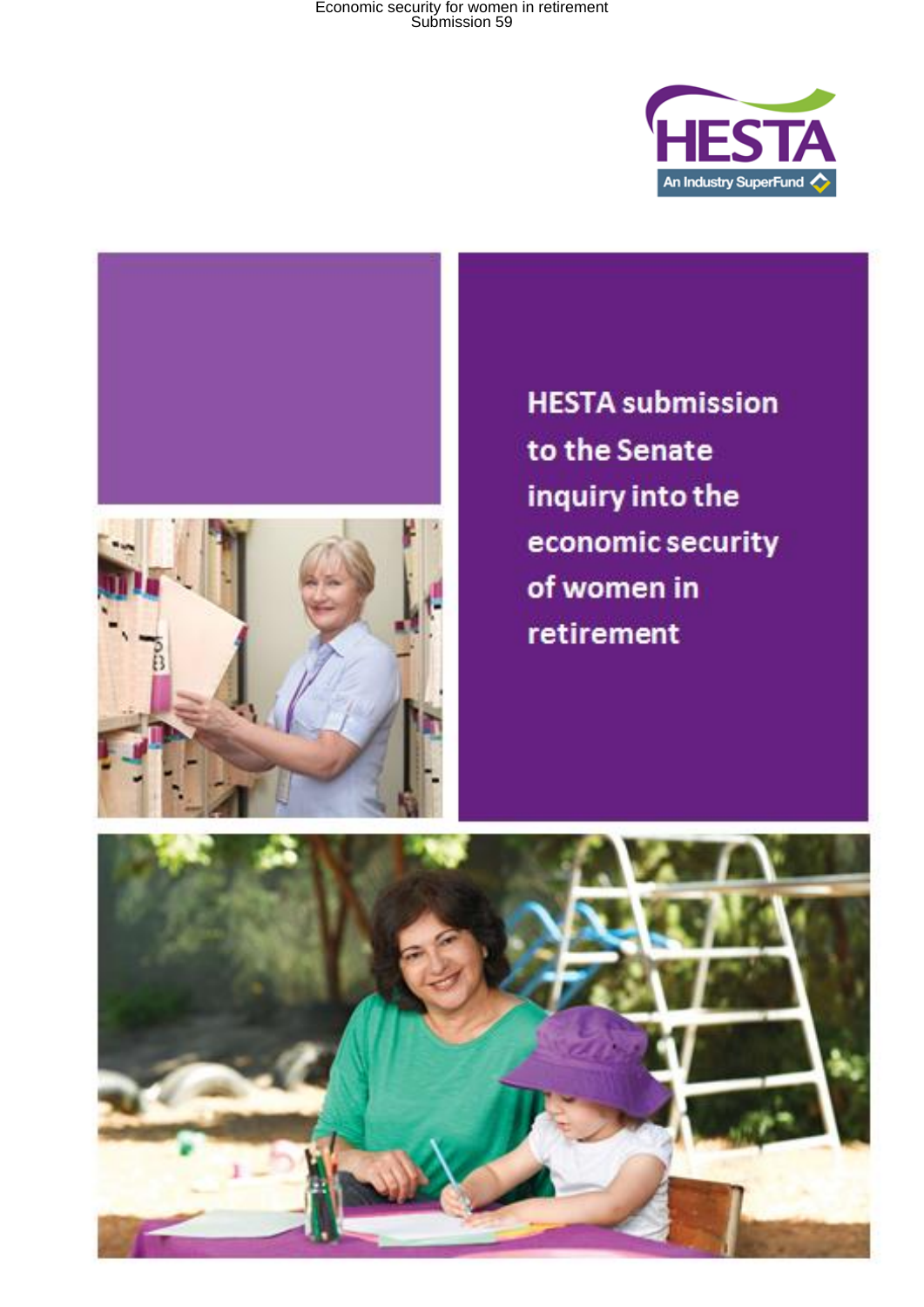# HESTA submission to the Senate inquiry into the economic security of women in retirement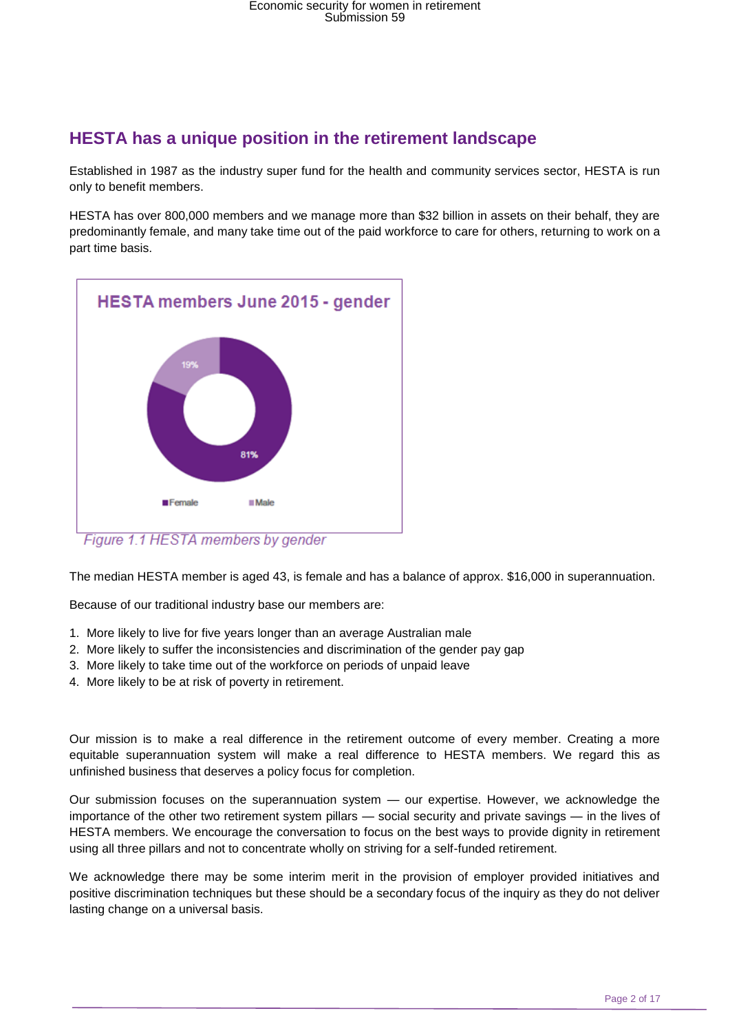## HESTA has a unique position in the retirement landscape

Established in 1987 as the industry super fund for the health and community services sector, HESTA is run only to benefit members.

HESTA has over 800,000 members and we manage more than $32 billion in assets on their behalf, they are predominantly female, and many take time out of the paid workforce to care for others, returning to work on a part time basis.

HESTA members June 2015 - gender

19%

81%

Female

Male

*Figure 1.1 HESTA members by gender*

The median HESTA member is aged 43, is female and has a balance of approx. $16,000 in superannuation.

Because of our traditional industry base our members are:

1. More likely to live for five years longer than an average Australian male
2. More likely to suffer the inconsistencies and discrimination of the gender pay gap
3. More likely to take time out of the workforce on periods of unpaid leave
4. More likely to be at risk of poverty in retirement.

Our mission is to make a real difference in the retirement outcome of every member. Creating a more equitable superannuation system will make a real difference to HESTA members. We regard this as unfinished business that deserves a policy focus for completion.

Our submission focuses on the superannuation system — our expertise. However, we acknowledge the importance of the other two retirement system pillars — social security and private savings — in the lives of HESTA members. We encourage the conversation to focus on the best ways to provide dignity in retirement using all three pillars and not to concentrate wholly on striving for a self-funded retirement.

We acknowledge there may be some interim merit in the provision of employer provided initiatives and positive discrimination techniques but these should be a secondary focus of the inquiry as they do not deliver lasting change on a universal basis.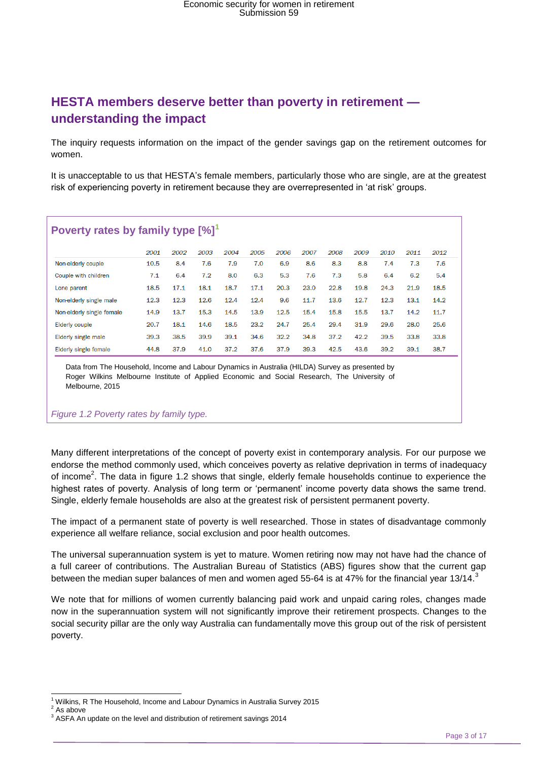## HESTA members deserve better than poverty in retirement — understanding the impact

The inquiry requests information on the impact of the gender savings gap on the retirement outcomes for women.

It is unacceptable to us that HESTA's female members, particularly those who are single, are at the greatest risk of experiencing poverty in retirement because they are overrepresented in 'at risk' groups.

### Poverty rates by family type [%][1]

| | 2001 | 2002 | 2003 | 2004 | 2005 | 2006 | 2007 | 2008 | 2009 | 2010 | 2011 | 2012 |
|---|---|---|---|---|---|---|---|---|---|---|---|---|
| Non-elderly couple | 10.5 | 8.4 | 7.6 | 7.9 | 7.0 | 6.9 | 8.6 | 8.3 | 8.8 | 7.4 | 7.3 | 7.6 |
| Couple with children | 7.1 | 6.4 | 7.2 | 8.0 | 6.3 | 5.3 | 7.6 | 7.3 | 5.8 | 6.4 | 6.2 | 5.4 |
| Lone parent | 18.5 | 17.1 | 18.1 | 18.7 | 17.1 | 20.3 | 23.0 | 22.8 | 19.8 | 24.3 | 21.9 | 18.5 |
| Non-elderly single male | 12.3 | 12.3 | 12.6 | 12.4 | 12.4 | 9.6 | 11.7 | 13.6 | 12.7 | 12.3 | 13.1 | 14.2 |
| Non-elderly single female | 14.9 | 13.7 | 15.3 | 14.5 | 13.9 | 12.5 | 15.4 | 15.8 | 15.5 | 13.7 | 14.2 | 11.7 |
| Elderly couple | 20.7 | 18.1 | 14.6 | 18.5 | 23.2 | 24.7 | 25.4 | 29.4 | 31.9 | 29.6 | 28.0 | 25.6 |
| Elderly single male | 39.3 | 38.5 | 39.9 | 39.1 | 34.6 | 32.2 | 34.8 | 37.2 | 42.2 | 39.5 | 33.8 | 33.8 |
| Elderly single female | 44.8 | 37.9 | 41.0 | 37.2 | 37.6 | 37.9 | 39.3 | 42.5 | 43.6 | 39.2 | 39.1 | 38.7 |

Data from The Household, Income and Labour Dynamics in Australia (HILDA) Survey as presented by Roger Wilkins Melbourne Institute of Applied Economic and Social Research, The University of Melbourne, 2015

*Figure 1.2 Poverty rates by family type.*

Many different interpretations of the concept of poverty exist in contemporary analysis. For our purpose we endorse the method commonly used, which conceives poverty as relative deprivation in terms of inadequacy of income[2]. The data in figure 1.2 shows that single, elderly female households continue to experience the highest rates of poverty. Analysis of long term or 'permanent' income poverty data shows the same trend. Single, elderly female households are also at the greatest risk of persistent permanent poverty.

The impact of a permanent state of poverty is well researched. Those in states of disadvantage commonly experience all welfare reliance, social exclusion and poor health outcomes.

The universal superannuation system is yet to mature. Women retiring now may not have had the chance of a full career of contributions. The Australian Bureau of Statistics (ABS) figures show that the current gap between the median super balances of men and women aged 55-64 is at 47% for the financial year 13/14.[3]

We note that for millions of women currently balancing paid work and unpaid caring roles, changes made now in the superannuation system will not significantly improve their retirement prospects. Changes to the social security pillar are the only way Australia can fundamentally move this group out of the risk of persistent poverty.

---

[1] Wilkins, R The Household, Income and Labour Dynamics in Australia Survey 2015

[2] As above

[3] ASFA An update on the level and distribution of retirement savings 2014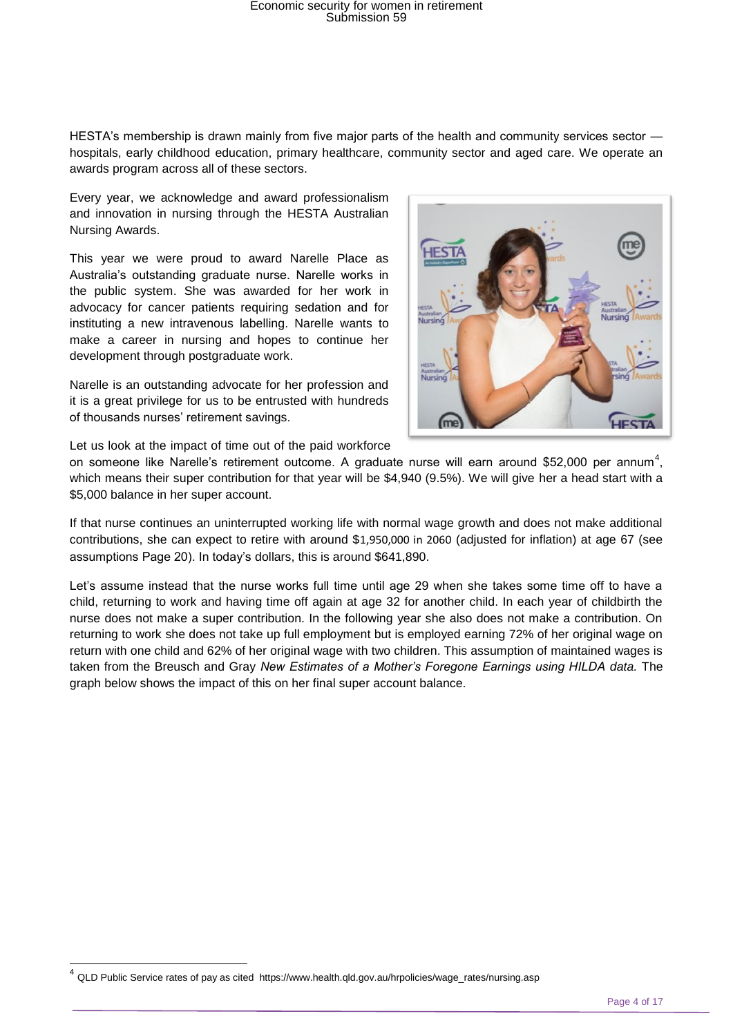HESTA's membership is drawn mainly from five major parts of the health and community services sector — hospitals, early childhood education, primary healthcare, community sector and aged care. We operate an awards program across all of these sectors.

Every year, we acknowledge and award professionalism and innovation in nursing through the HESTA Australian Nursing Awards.

This year we were proud to award Narelle Place as Australia's outstanding graduate nurse. Narelle works in the public system. She was awarded for her work in advocacy for cancer patients requiring sedation and for instituting a new intravenous labelling. Narelle wants to make a career in nursing and hopes to continue her development through postgraduate work.

Narelle is an outstanding advocate for her profession and it is a great privilege for us to be entrusted with hundreds of thousands nurses' retirement savings.

Let us look at the impact of time out of the paid workforce on someone like Narelle's retirement outcome. A graduate nurse will earn around $52,000 per annum[4], which means their super contribution for that year will be $4,940 (9.5%). We will give her a head start with a $5,000 balance in her super account.

If that nurse continues an uninterrupted working life with normal wage growth and does not make additional contributions, she can expect to retire with around $1,950,000 in 2060 (adjusted for inflation) at age 67 (see assumptions Page 20). In today's dollars, this is around $641,890.

Let's assume instead that the nurse works full time until age 29 when she takes some time off to have a child, returning to work and having time off again at age 32 for another child. In each year of childbirth the nurse does not make a super contribution. In the following year she also does not make a contribution. On returning to work she does not take up full employment but is employed earning 72% of her original wage on return with one child and 62% of her original wage with two children. This assumption of maintained wages is taken from the Breusch and Gray *New Estimates of a Mother's Foregone Earnings using HILDA data.* The graph below shows the impact of this on her final super account balance.

[4] QLD Public Service rates of pay as cited https://www.health.qld.gov.au/hrpolicies/wage_rates/nursing.asp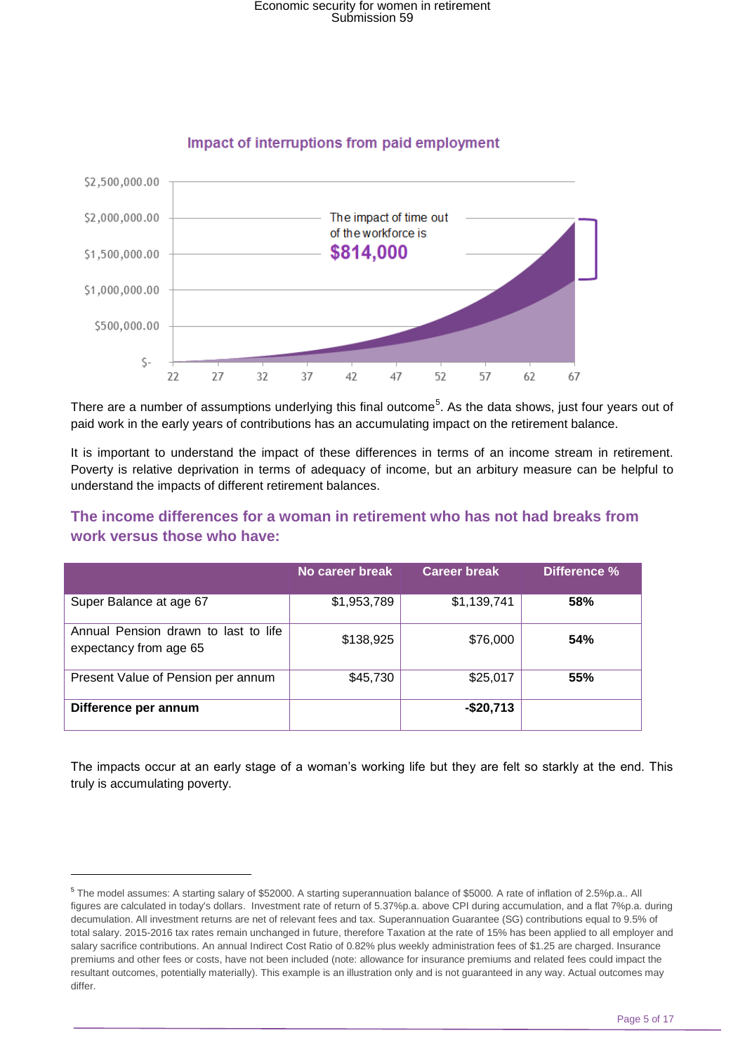Impact of interruptions from paid employment

$2,500,000.00
$2,000,000.00
$1,500,000.00
$1,000,000.00
$500,000.00
$-

22 27 32 37 42 47 52 57 62 67

The impact of time out of the workforce is
$814,000

There are a number of assumptions underlying this final outcome[5]. As the data shows, just four years out of paid work in the early years of contributions has an accumulating impact on the retirement balance.

It is important to understand the impact of these differences in terms of an income stream in retirement. Poverty is relative deprivation in terms of adequacy of income, but an arbitury measure can be helpful to understand the impacts of different retirement balances.

## The income differences for a woman in retirement who has not had breaks from work versus those who have:

| | No career break | Career break | Difference % |
|---|---|---|---|
| Super Balance at age 67 | $1,953,789 | $1,139,741 | **58%** |
| Annual Pension drawn to last to life expectancy from age 65 | $138,925 | $76,000 | **54%** |
| Present Value of Pension per annum | $45,730 | $25,017 | **55%** |
| **Difference per annum** | | **-$20,713** | |

The impacts occur at an early stage of a woman's working life but they are felt so starkly at the end. This truly is accumulating poverty.

[5] The model assumes: A starting salary of $52000. A starting superannuation balance of $5000. A rate of inflation of 2.5%p.a.. All figures are calculated in today's dollars. Investment rate of return of 5.37%p.a. above CPI during accumulation, and a flat 7%p.a. during decumulation. All investment returns are net of relevant fees and tax. Superannuation Guarantee (SG) contributions equal to 9.5% of total salary. 2015-2016 tax rates remain unchanged in future, therefore Taxation at the rate of 15% has been applied to all employer and salary sacrifice contributions. An annual Indirect Cost Ratio of 0.82% plus weekly administration fees of $1.25 are charged. Insurance premiums and other fees or costs, have not been included (note: allowance for insurance premiums and related fees could impact the resultant outcomes, potentially materially). This example is an illustration only and is not guaranteed in any way. Actual outcomes may differ.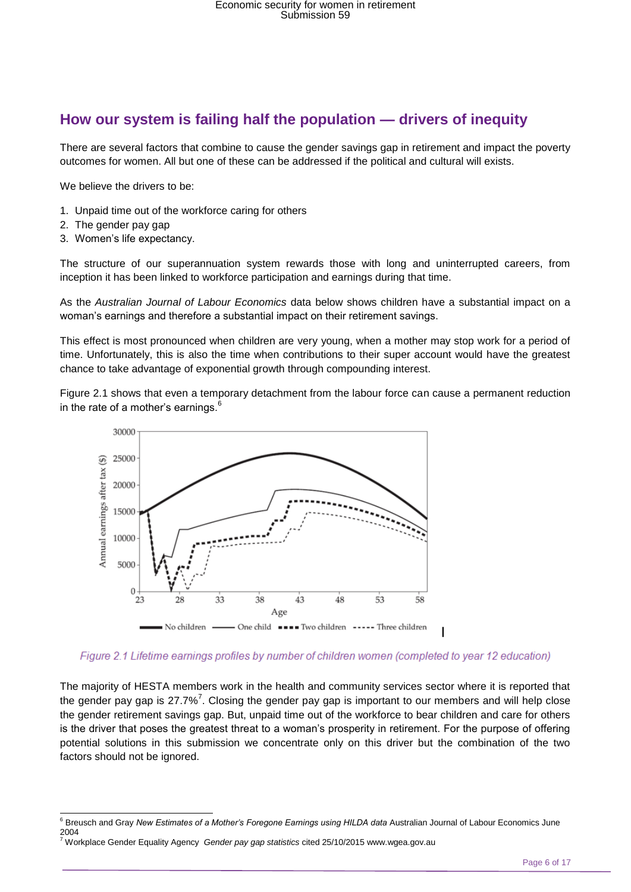## How our system is failing half the population — drivers of inequity

There are several factors that combine to cause the gender savings gap in retirement and impact the poverty outcomes for women. All but one of these can be addressed if the political and cultural will exists.

We believe the drivers to be:

1. Unpaid time out of the workforce caring for others
2. The gender pay gap
3. Women's life expectancy.

The structure of our superannuation system rewards those with long and uninterrupted careers, from inception it has been linked to workforce participation and earnings during that time.

As the *Australian Journal of Labour Economics* data below shows children have a substantial impact on a woman's earnings and therefore a substantial impact on their retirement savings.

This effect is most pronounced when children are very young, when a mother may stop work for a period of time. Unfortunately, this is also the time when contributions to their super account would have the greatest chance to take advantage of exponential growth through compounding interest.

Figure 2.1 shows that even a temporary detachment from the labour force can cause a permanent reduction in the rate of a mother's earnings.[6]

Annual earnings after tax ($)
30000
25000
20000
15000
10000
5000
0
23 28 33 38 43 48 53 58
Age
No children — One child — Two children — Three children

*Figure 2.1 Lifetime earnings profiles by number of children women (completed to year 12 education)*

The majority of HESTA members work in the health and community services sector where it is reported that the gender pay gap is 27.7%[7]. Closing the gender pay gap is important to our members and will help close the gender retirement savings gap. But, unpaid time out of the workforce to bear children and care for others is the driver that poses the greatest threat to a woman's prosperity in retirement. For the purpose of offering potential solutions in this submission we concentrate only on this driver but the combination of the two factors should not be ignored.

---

[6] Breusch and Gray *New Estimates of a Mother's Foregone Earnings using HILDA data* Australian Journal of Labour Economics June 2004

[7] Workplace Gender Equality Agency *Gender pay gap statistics* cited 25/10/2015 www.wgea.gov.au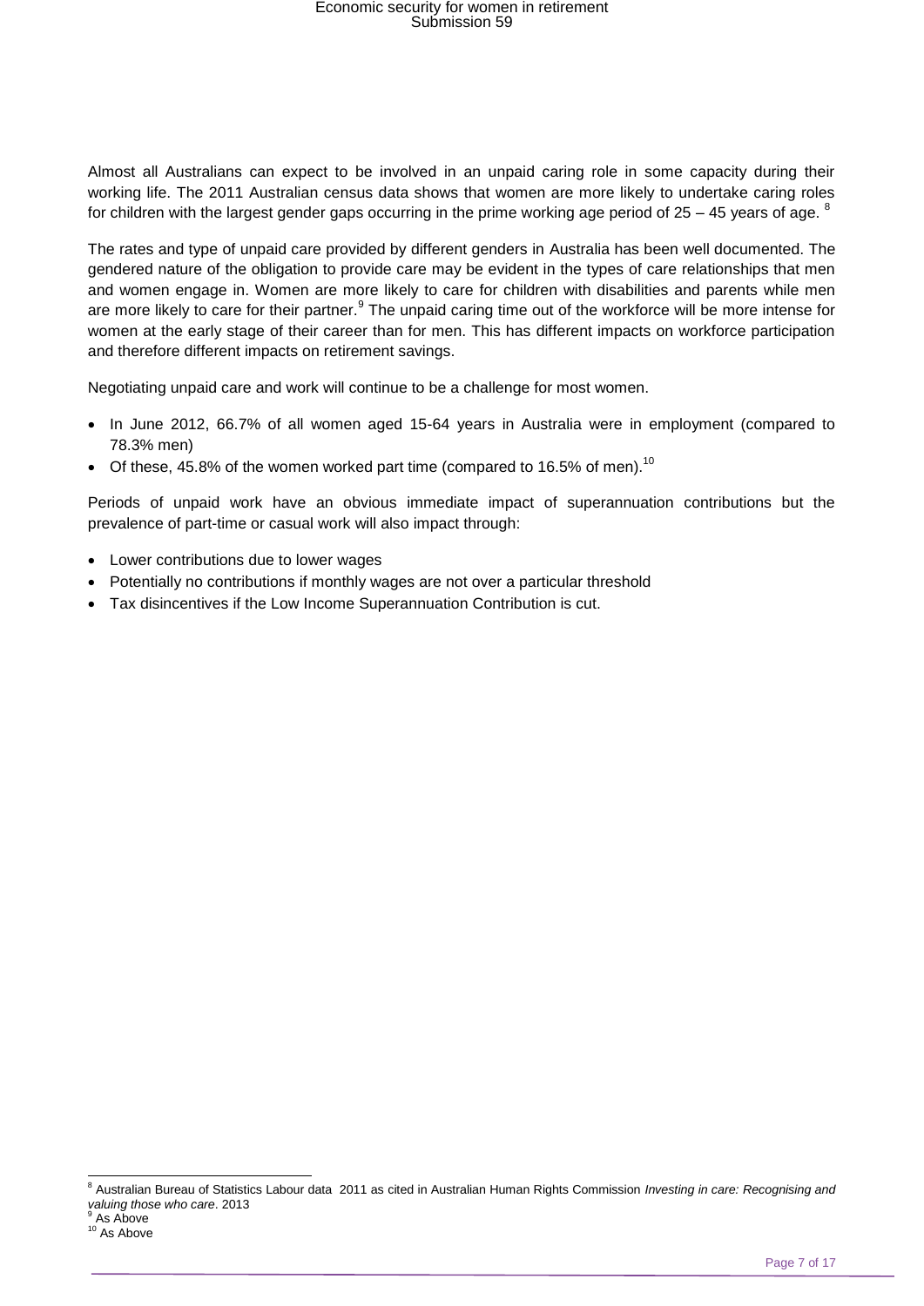Almost all Australians can expect to be involved in an unpaid caring role in some capacity during their working life. The 2011 Australian census data shows that women are more likely to undertake caring roles for children with the largest gender gaps occurring in the prime working age period of 25 – 45 years of age. [8]

The rates and type of unpaid care provided by different genders in Australia has been well documented. The gendered nature of the obligation to provide care may be evident in the types of care relationships that men and women engage in. Women are more likely to care for children with disabilities and parents while men are more likely to care for their partner.[9] The unpaid caring time out of the workforce will be more intense for women at the early stage of their career than for men. This has different impacts on workforce participation and therefore different impacts on retirement savings.

Negotiating unpaid care and work will continue to be a challenge for most women.

- In June 2012, 66.7% of all women aged 15-64 years in Australia were in employment (compared to 78.3% men)
- Of these, 45.8% of the women worked part time (compared to 16.5% of men).[10]

Periods of unpaid work have an obvious immediate impact of superannuation contributions but the prevalence of part-time or casual work will also impact through:

- Lower contributions due to lower wages
- Potentially no contributions if monthly wages are not over a particular threshold
- Tax disincentives if the Low Income Superannuation Contribution is cut.

---

[8] Australian Bureau of Statistics Labour data 2011 as cited in Australian Human Rights Commission *Investing in care: Recognising and valuing those who care*. 2013

[9] As Above

[10] As Above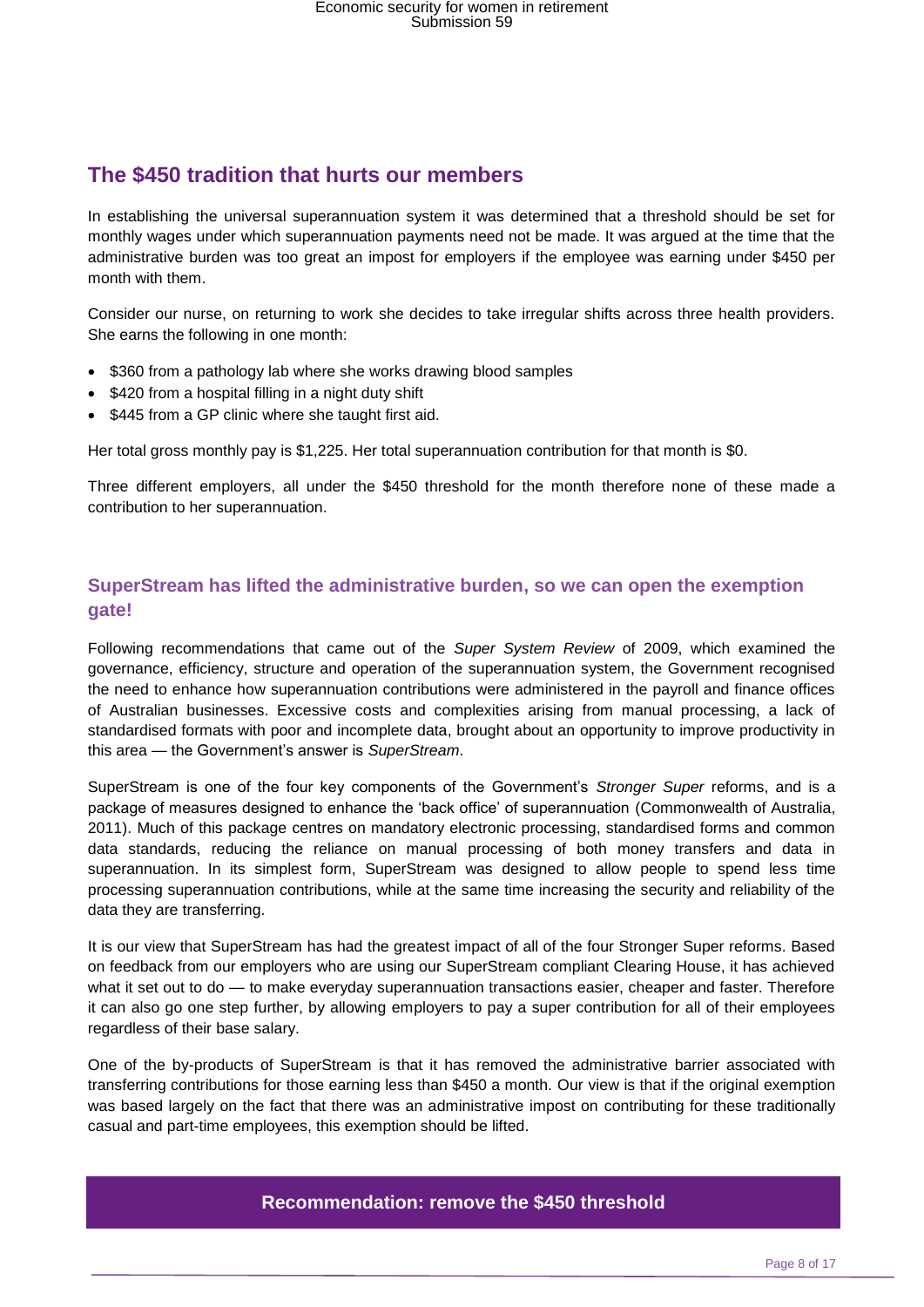## The $450 tradition that hurts our members

In establishing the universal superannuation system it was determined that a threshold should be set for monthly wages under which superannuation payments need not be made. It was argued at the time that the administrative burden was too great an impost for employers if the employee was earning under $450 per month with them.

Consider our nurse, on returning to work she decides to take irregular shifts across three health providers. She earns the following in one month:

- $360 from a pathology lab where she works drawing blood samples
- $420 from a hospital filling in a night duty shift
- $445 from a GP clinic where she taught first aid.

Her total gross monthly pay is $1,225. Her total superannuation contribution for that month is $0.

Three different employers, all under the $450 threshold for the month therefore none of these made a contribution to her superannuation.

### SuperStream has lifted the administrative burden, so we can open the exemption gate!

Following recommendations that came out of the *Super System Review* of 2009, which examined the governance, efficiency, structure and operation of the superannuation system, the Government recognised the need to enhance how superannuation contributions were administered in the payroll and finance offices of Australian businesses. Excessive costs and complexities arising from manual processing, a lack of standardised formats with poor and incomplete data, brought about an opportunity to improve productivity in this area — the Government's answer is *SuperStream*.

SuperStream is one of the four key components of the Government's *Stronger Super* reforms, and is a package of measures designed to enhance the 'back office' of superannuation (Commonwealth of Australia, 2011). Much of this package centres on mandatory electronic processing, standardised forms and common data standards, reducing the reliance on manual processing of both money transfers and data in superannuation. In its simplest form, SuperStream was designed to allow people to spend less time processing superannuation contributions, while at the same time increasing the security and reliability of the data they are transferring.

It is our view that SuperStream has had the greatest impact of all of the four Stronger Super reforms. Based on feedback from our employers who are using our SuperStream compliant Clearing House, it has achieved what it set out to do — to make everyday superannuation transactions easier, cheaper and faster. Therefore it can also go one step further, by allowing employers to pay a super contribution for all of their employees regardless of their base salary.

One of the by-products of SuperStream is that it has removed the administrative barrier associated with transferring contributions for those earning less than $450 a month. Our view is that if the original exemption was based largely on the fact that there was an administrative impost on contributing for these traditionally casual and part-time employees, this exemption should be lifted.

**Recommendation: remove the $450 threshold**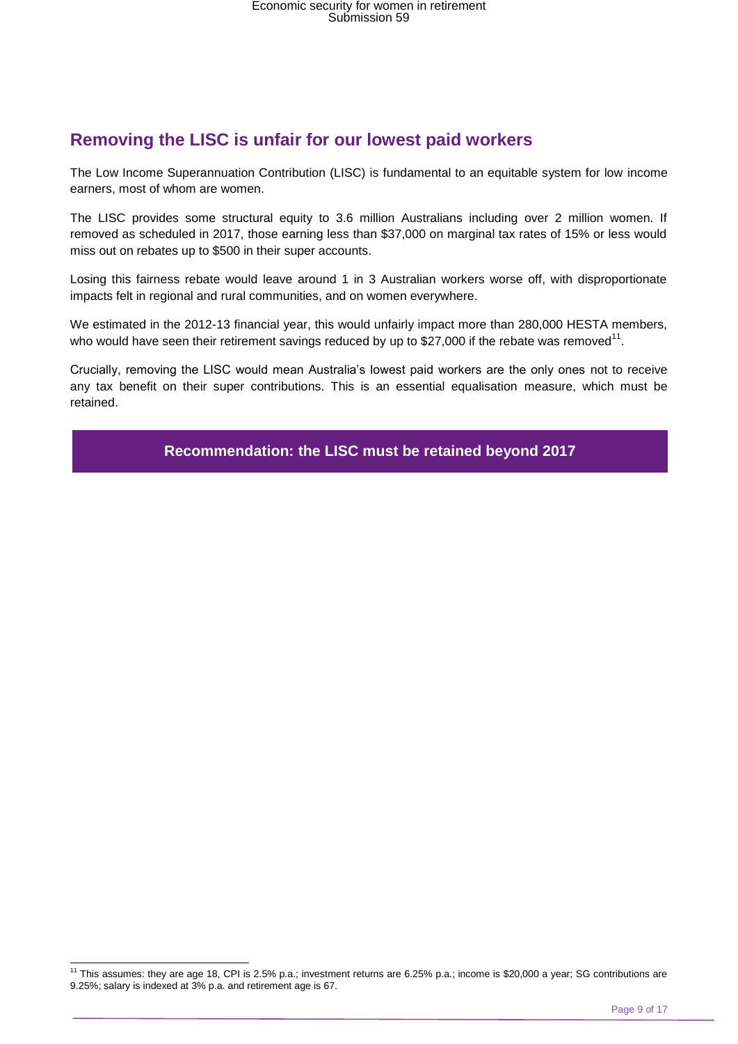## Removing the LISC is unfair for our lowest paid workers

The Low Income Superannuation Contribution (LISC) is fundamental to an equitable system for low income earners, most of whom are women.

The LISC provides some structural equity to 3.6 million Australians including over 2 million women. If removed as scheduled in 2017, those earning less than $37,000 on marginal tax rates of 15% or less would miss out on rebates up to $500 in their super accounts.

Losing this fairness rebate would leave around 1 in 3 Australian workers worse off, with disproportionate impacts felt in regional and rural communities, and on women everywhere.

We estimated in the 2012-13 financial year, this would unfairly impact more than 280,000 HESTA members, who would have seen their retirement savings reduced by up to $27,000 if the rebate was removed[11].

Crucially, removing the LISC would mean Australia's lowest paid workers are the only ones not to receive any tax benefit on their super contributions. This is an essential equalisation measure, which must be retained.

**Recommendation: the LISC must be retained beyond 2017**

[11] This assumes: they are age 18, CPI is 2.5% p.a.; investment returns are 6.25% p.a.; income is $20,000 a year; SG contributions are 9.25%; salary is indexed at 3% p.a. and retirement age is 67.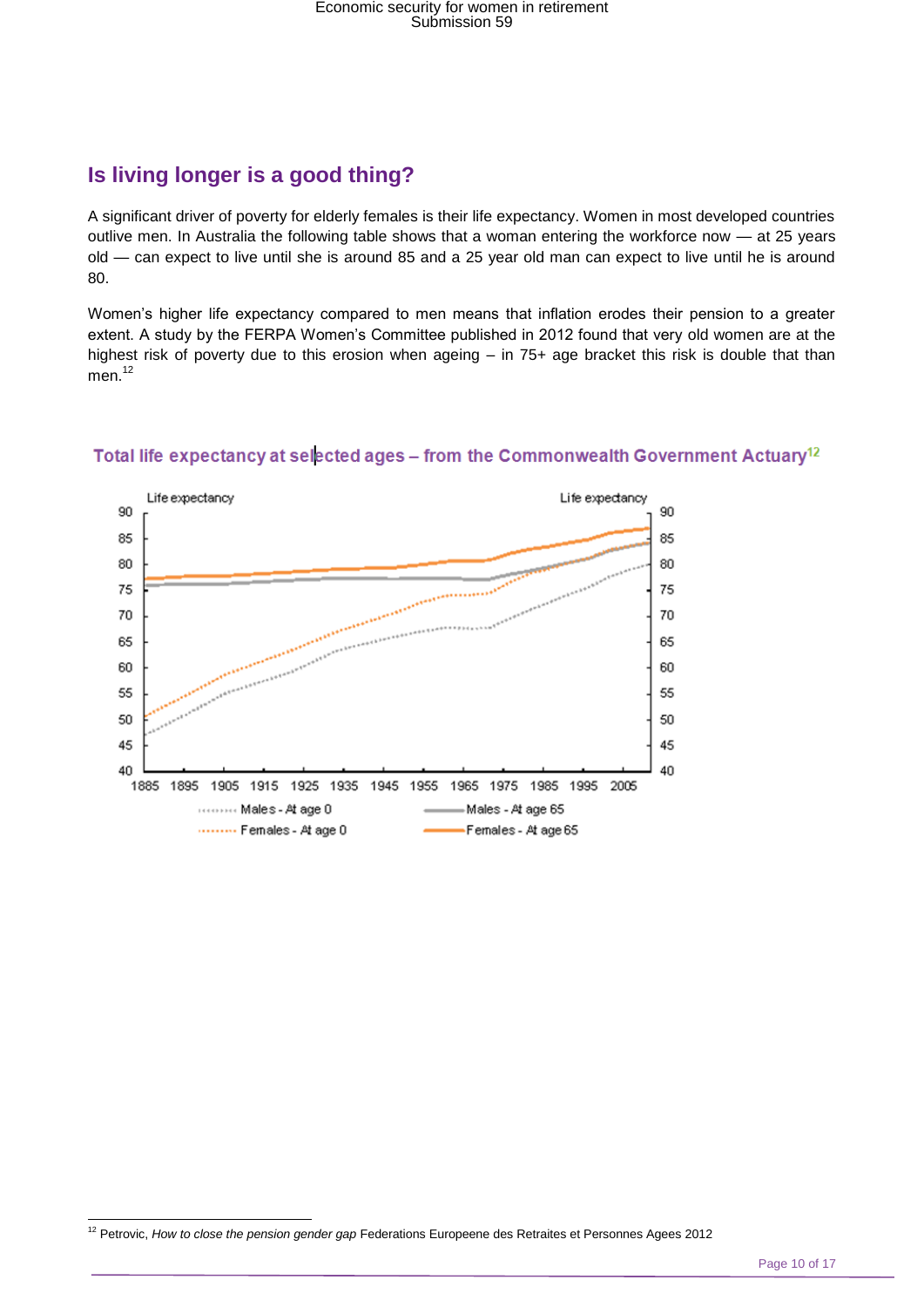## Is living longer is a good thing?

A significant driver of poverty for elderly females is their life expectancy. Women in most developed countries outlive men. In Australia the following table shows that a woman entering the workforce now — at 25 years old — can expect to live until she is around 85 and a 25 year old man can expect to live until he is around 80.

Women's higher life expectancy compared to men means that inflation erodes their pension to a greater extent. A study by the FERPA Women's Committee published in 2012 found that very old women are at the highest risk of poverty due to this erosion when ageing – in 75+ age bracket this risk is double that than men.[12]

### Total life expectancy at selected ages – from the Commonwealth Government Actuary[12]

Life expectancy

Life expectancy

90 85 80 75 70 65 60 55 50 45 40

1885 1895 1905 1915 1925 1935 1945 1955 1965 1975 1985 1995 2005

Males - At age 0

Females - At age 0

Males - At age 65

Females - At age 65

---

[12] Petrovic, *How to close the pension gender gap* Federations Europeene des Retraites et Personnes Agees 2012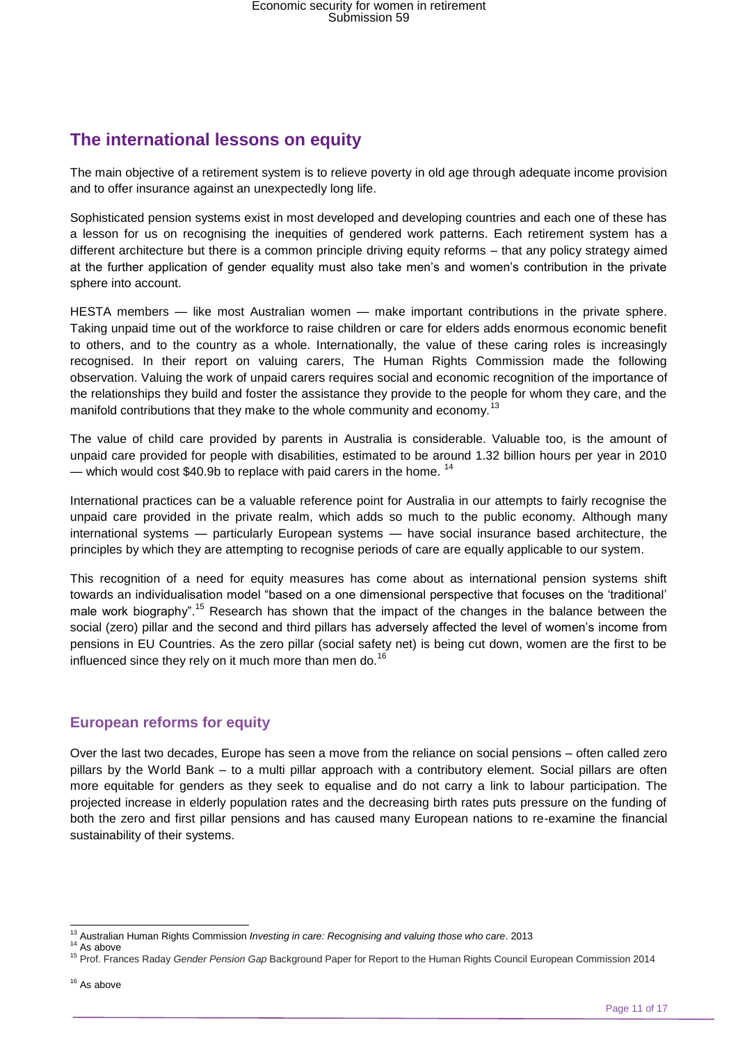## The international lessons on equity

The main objective of a retirement system is to relieve poverty in old age through adequate income provision and to offer insurance against an unexpectedly long life.

Sophisticated pension systems exist in most developed and developing countries and each one of these has a lesson for us on recognising the inequities of gendered work patterns. Each retirement system has a different architecture but there is a common principle driving equity reforms – that any policy strategy aimed at the further application of gender equality must also take men's and women's contribution in the private sphere into account.

HESTA members — like most Australian women — make important contributions in the private sphere. Taking unpaid time out of the workforce to raise children or care for elders adds enormous economic benefit to others, and to the country as a whole. Internationally, the value of these caring roles is increasingly recognised. In their report on valuing carers, The Human Rights Commission made the following observation. Valuing the work of unpaid carers requires social and economic recognition of the importance of the relationships they build and foster the assistance they provide to the people for whom they care, and the manifold contributions that they make to the whole community and economy.[13]

The value of child care provided by parents in Australia is considerable. Valuable too, is the amount of unpaid care provided for people with disabilities, estimated to be around 1.32 billion hours per year in 2010 — which would cost $40.9b to replace with paid carers in the home. [14]

International practices can be a valuable reference point for Australia in our attempts to fairly recognise the unpaid care provided in the private realm, which adds so much to the public economy. Although many international systems — particularly European systems — have social insurance based architecture, the principles by which they are attempting to recognise periods of care are equally applicable to our system.

This recognition of a need for equity measures has come about as international pension systems shift towards an individualisation model "based on a one dimensional perspective that focuses on the 'traditional' male work biography".[15] Research has shown that the impact of the changes in the balance between the social (zero) pillar and the second and third pillars has adversely affected the level of women's income from pensions in EU Countries. As the zero pillar (social safety net) is being cut down, women are the first to be influenced since they rely on it much more than men do.[16]

### European reforms for equity

Over the last two decades, Europe has seen a move from the reliance on social pensions – often called zero pillars by the World Bank – to a multi pillar approach with a contributory element. Social pillars are often more equitable for genders as they seek to equalise and do not carry a link to labour participation. The projected increase in elderly population rates and the decreasing birth rates puts pressure on the funding of both the zero and first pillar pensions and has caused many European nations to re-examine the financial sustainability of their systems.

---

[13] Australian Human Rights Commission *Investing in care: Recognising and valuing those who care*. 2013

[14] As above

[15] Prof. Frances Raday *Gender Pension Gap* Background Paper for Report to the Human Rights Council European Commission 2014

[16] As above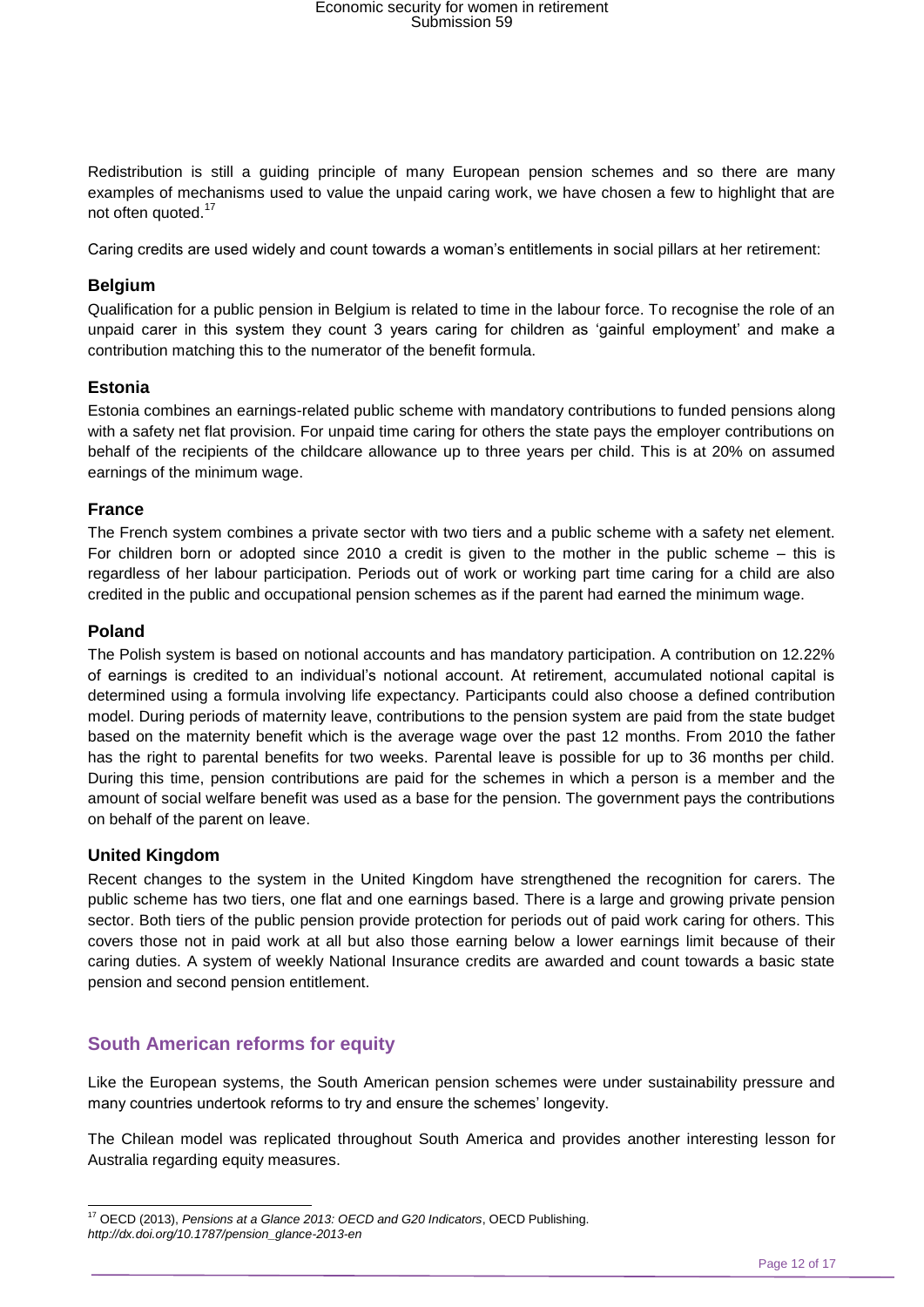Redistribution is still a guiding principle of many European pension schemes and so there are many examples of mechanisms used to value the unpaid caring work, we have chosen a few to highlight that are not often quoted.[17]

Caring credits are used widely and count towards a woman's entitlements in social pillars at her retirement:

### Belgium

Qualification for a public pension in Belgium is related to time in the labour force. To recognise the role of an unpaid carer in this system they count 3 years caring for children as 'gainful employment' and make a contribution matching this to the numerator of the benefit formula.

### Estonia

Estonia combines an earnings-related public scheme with mandatory contributions to funded pensions along with a safety net flat provision. For unpaid time caring for others the state pays the employer contributions on behalf of the recipients of the childcare allowance up to three years per child. This is at 20% on assumed earnings of the minimum wage.

### France

The French system combines a private sector with two tiers and a public scheme with a safety net element. For children born or adopted since 2010 a credit is given to the mother in the public scheme – this is regardless of her labour participation. Periods out of work or working part time caring for a child are also credited in the public and occupational pension schemes as if the parent had earned the minimum wage.

### Poland

The Polish system is based on notional accounts and has mandatory participation. A contribution on 12.22% of earnings is credited to an individual's notional account. At retirement, accumulated notional capital is determined using a formula involving life expectancy. Participants could also choose a defined contribution model. During periods of maternity leave, contributions to the pension system are paid from the state budget based on the maternity benefit which is the average wage over the past 12 months. From 2010 the father has the right to parental benefits for two weeks. Parental leave is possible for up to 36 months per child. During this time, pension contributions are paid for the schemes in which a person is a member and the amount of social welfare benefit was used as a base for the pension. The government pays the contributions on behalf of the parent on leave.

### United Kingdom

Recent changes to the system in the United Kingdom have strengthened the recognition for carers. The public scheme has two tiers, one flat and one earnings based. There is a large and growing private pension sector. Both tiers of the public pension provide protection for periods out of paid work caring for others. This covers those not in paid work at all but also those earning below a lower earnings limit because of their caring duties. A system of weekly National Insurance credits are awarded and count towards a basic state pension and second pension entitlement.

## South American reforms for equity

Like the European systems, the South American pension schemes were under sustainability pressure and many countries undertook reforms to try and ensure the schemes' longevity.

The Chilean model was replicated throughout South America and provides another interesting lesson for Australia regarding equity measures.

---

[17] OECD (2013), *Pensions at a Glance 2013: OECD and G20 Indicators*, OECD Publishing. *http://dx.doi.org/10.1787/pension_glance-2013-en*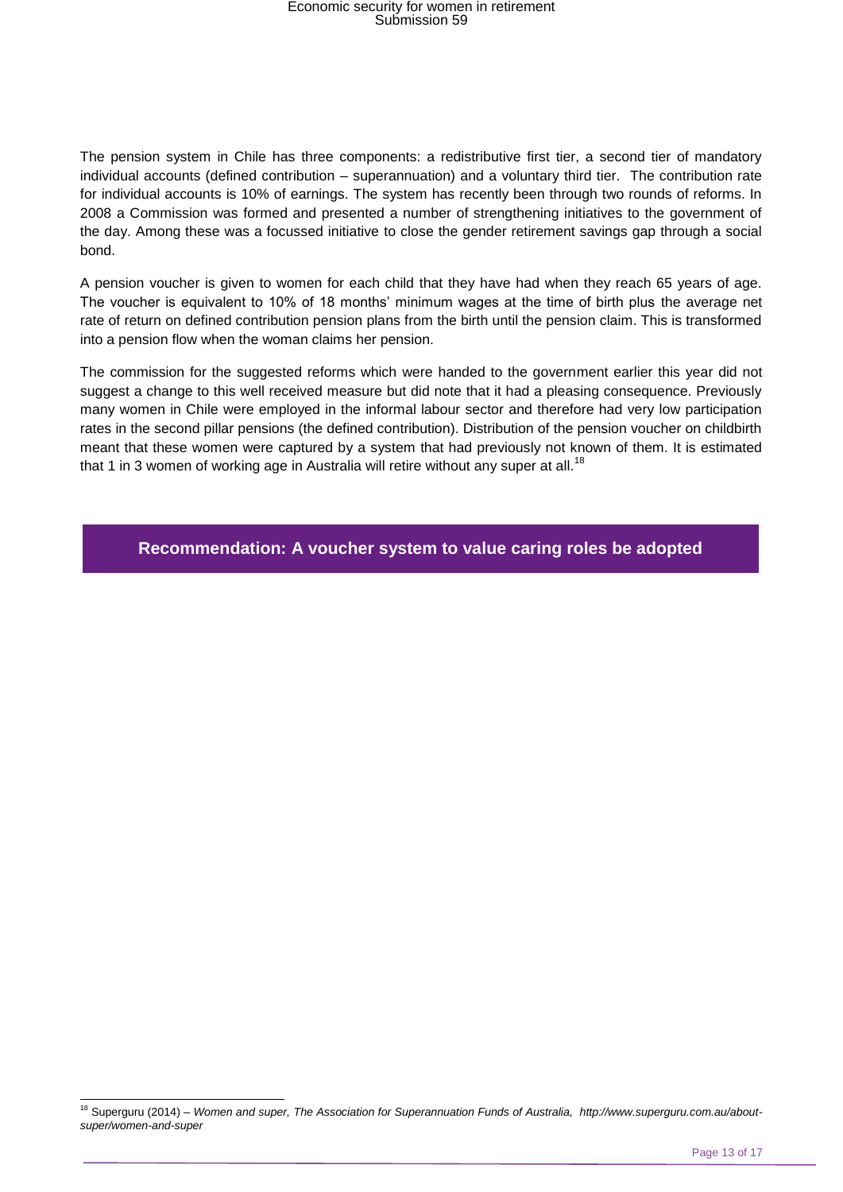The pension system in Chile has three components: a redistributive first tier, a second tier of mandatory individual accounts (defined contribution – superannuation) and a voluntary third tier. The contribution rate for individual accounts is 10% of earnings. The system has recently been through two rounds of reforms. In 2008 a Commission was formed and presented a number of strengthening initiatives to the government of the day. Among these was a focussed initiative to close the gender retirement savings gap through a social bond.

A pension voucher is given to women for each child that they have had when they reach 65 years of age. The voucher is equivalent to 10% of 18 months' minimum wages at the time of birth plus the average net rate of return on defined contribution pension plans from the birth until the pension claim. This is transformed into a pension flow when the woman claims her pension.

The commission for the suggested reforms which were handed to the government earlier this year did not suggest a change to this well received measure but did note that it had a pleasing consequence. Previously many women in Chile were employed in the informal labour sector and therefore had very low participation rates in the second pillar pensions (the defined contribution). Distribution of the pension voucher on childbirth meant that these women were captured by a system that had previously not known of them. It is estimated that 1 in 3 women of working age in Australia will retire without any super at all.[18]

**Recommendation: A voucher system to value caring roles be adopted**

[18] Superguru (2014) – *Women and super, The Association for Superannuation Funds of Australia, http://www.superguru.com.au/about-super/women-and-super*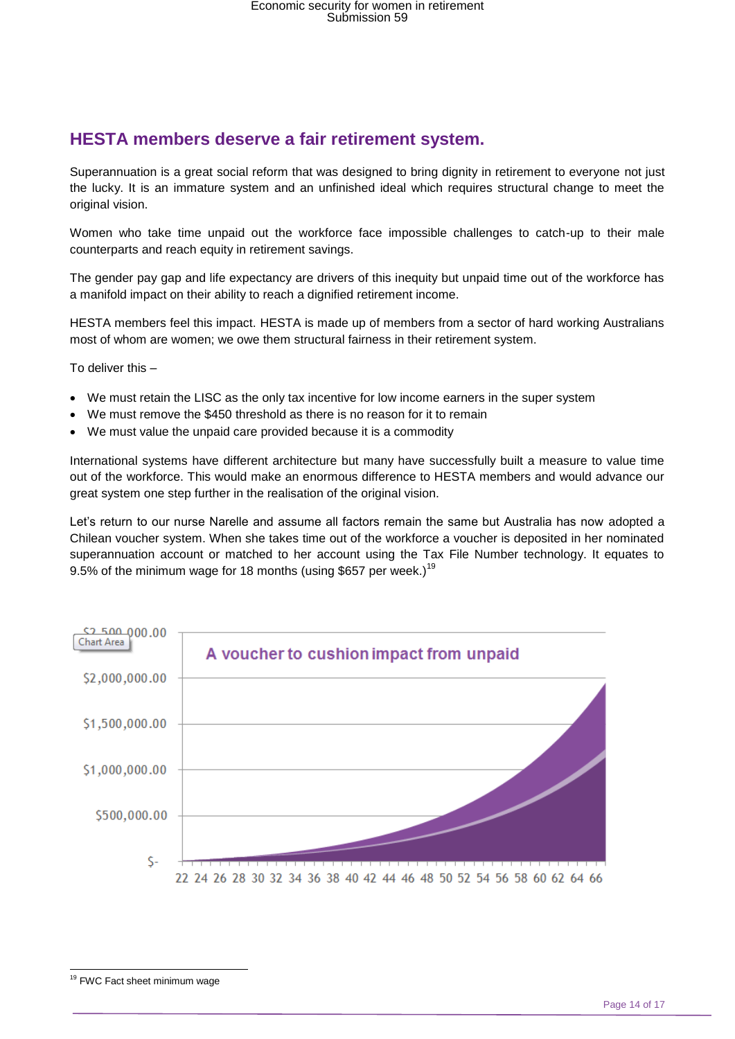## HESTA members deserve a fair retirement system.

Superannuation is a great social reform that was designed to bring dignity in retirement to everyone not just the lucky. It is an immature system and an unfinished ideal which requires structural change to meet the original vision.

Women who take time unpaid out the workforce face impossible challenges to catch-up to their male counterparts and reach equity in retirement savings.

The gender pay gap and life expectancy are drivers of this inequity but unpaid time out of the workforce has a manifold impact on their ability to reach a dignified retirement income.

HESTA members feel this impact. HESTA is made up of members from a sector of hard working Australians most of whom are women; we owe them structural fairness in their retirement system.

To deliver this –

- We must retain the LISC as the only tax incentive for low income earners in the super system
- We must remove the $450 threshold as there is no reason for it to remain
- We must value the unpaid care provided because it is a commodity

International systems have different architecture but many have successfully built a measure to value time out of the workforce. This would make an enormous difference to HESTA members and would advance our great system one step further in the realisation of the original vision.

Let's return to our nurse Narelle and assume all factors remain the same but Australia has now adopted a Chilean voucher system. When she takes time out of the workforce a voucher is deposited in her nominated superannuation account or matched to her account using the Tax File Number technology. It equates to 9.5% of the minimum wage for 18 months (using $657 per week.)[19]

A voucher to cushion impact from unpaid

Chart Area

$2,500,000.00
$2,000,000.00
$1,500,000.00
$1,000,000.00
$500,000.00
$-

22 24 26 28 30 32 34 36 38 40 42 44 46 48 50 52 54 56 58 60 62 64 66

[19] FWC Fact sheet minimum wage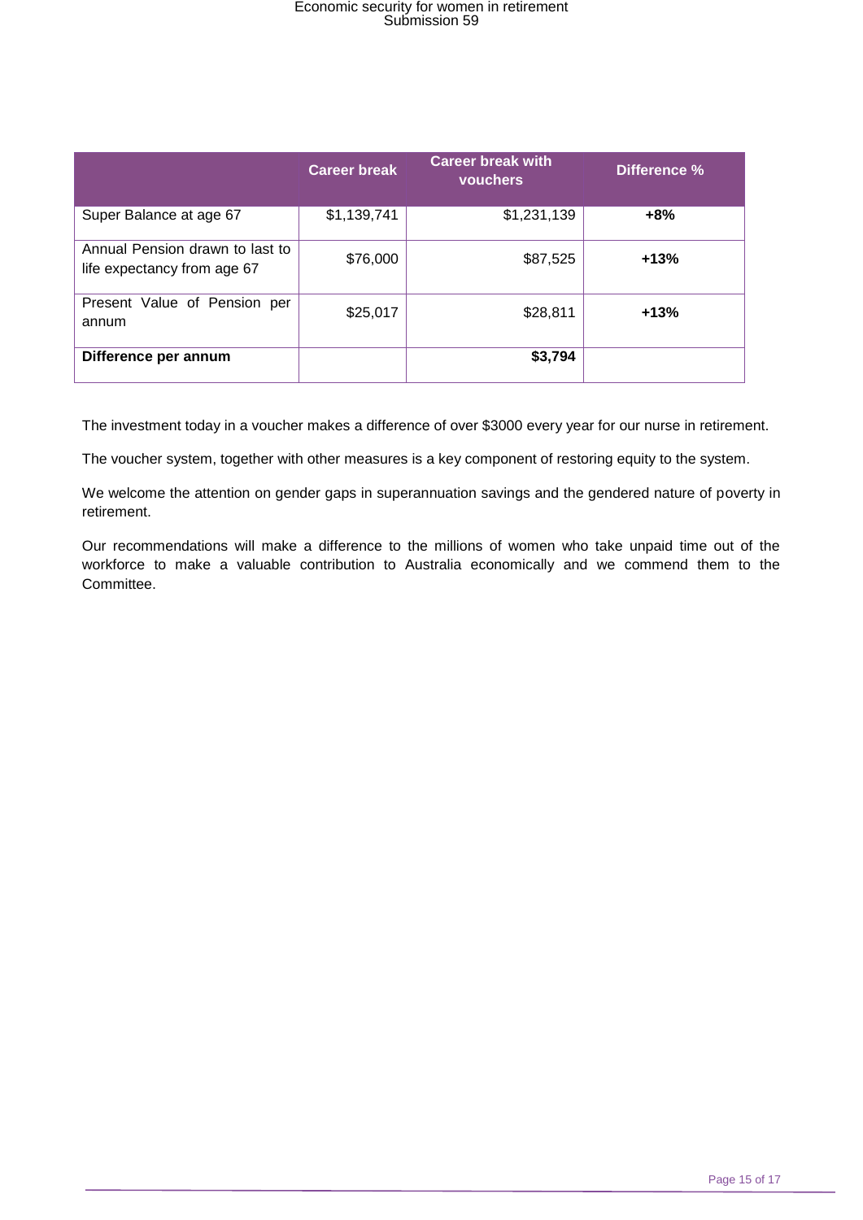| | Career break | Career break with vouchers | Difference % |
|---|---|---|---|
| Super Balance at age 67 | $1,139,741 | $1,231,139 | **+8%** |
| Annual Pension drawn to last to life expectancy from age 67 | $76,000 | $87,525 | **+13%** |
| Present Value of Pension per annum | $25,017 | $28,811 | **+13%** |
| **Difference per annum** | | **$3,794** | |

The investment today in a voucher makes a difference of over $3000 every year for our nurse in retirement.

The voucher system, together with other measures is a key component of restoring equity to the system.

We welcome the attention on gender gaps in superannuation savings and the gendered nature of poverty in retirement.

Our recommendations will make a difference to the millions of women who take unpaid time out of the workforce to make a valuable contribution to Australia economically and we commend them to the Committee.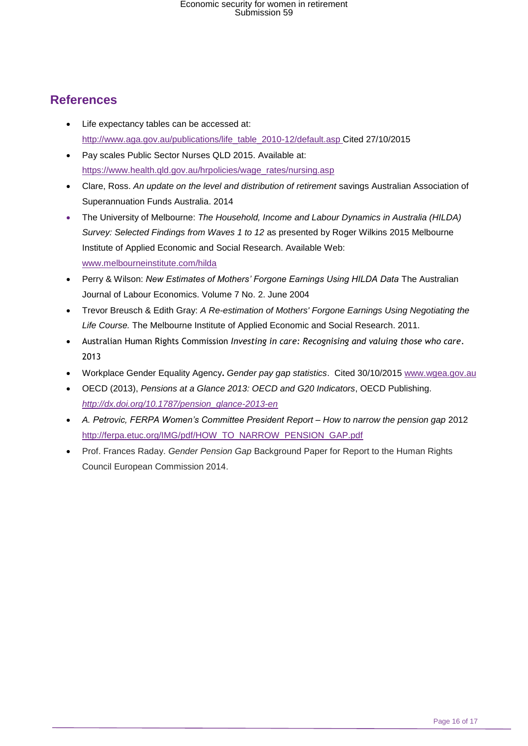## References

- Life expectancy tables can be accessed at: http://www.aga.gov.au/publications/life_table_2010-12/default.asp Cited 27/10/2015
- Pay scales Public Sector Nurses QLD 2015. Available at: https://www.health.qld.gov.au/hrpolicies/wage_rates/nursing.asp
- Clare, Ross. *An update on the level and distribution of retirement* savings Australian Association of Superannuation Funds Australia. 2014
- The University of Melbourne: *The Household, Income and Labour Dynamics in Australia (HILDA) Survey: Selected Findings from Waves 1 to 12* as presented by Roger Wilkins 2015 Melbourne Institute of Applied Economic and Social Research. Available Web: www.melbourneinstitute.com/hilda
- Perry & Wilson: *New Estimates of Mothers' Forgone Earnings Using HILDA Data* The Australian Journal of Labour Economics. Volume 7 No. 2. June 2004
- Trevor Breusch & Edith Gray: *A Re-estimation of Mothers' Forgone Earnings Using Negotiating the Life Course.* The Melbourne Institute of Applied Economic and Social Research. 2011.
- Australian Human Rights Commission *Investing in care: Recognising and valuing those who care*. 2013
- Workplace Gender Equality Agency**.** *Gender pay gap statistics*. Cited 30/10/2015 www.wgea.gov.au
- OECD (2013), *Pensions at a Glance 2013: OECD and G20 Indicators*, OECD Publishing. *http://dx.doi.org/10.1787/pension_glance-2013-en*
- *A. Petrovic, FERPA Women's Committee President Report – How to narrow the pension gap* 2012 http://ferpa.etuc.org/IMG/pdf/HOW_TO_NARROW_PENSION_GAP.pdf
- Prof. Frances Raday. *Gender Pension Gap* Background Paper for Report to the Human Rights Council European Commission 2014.